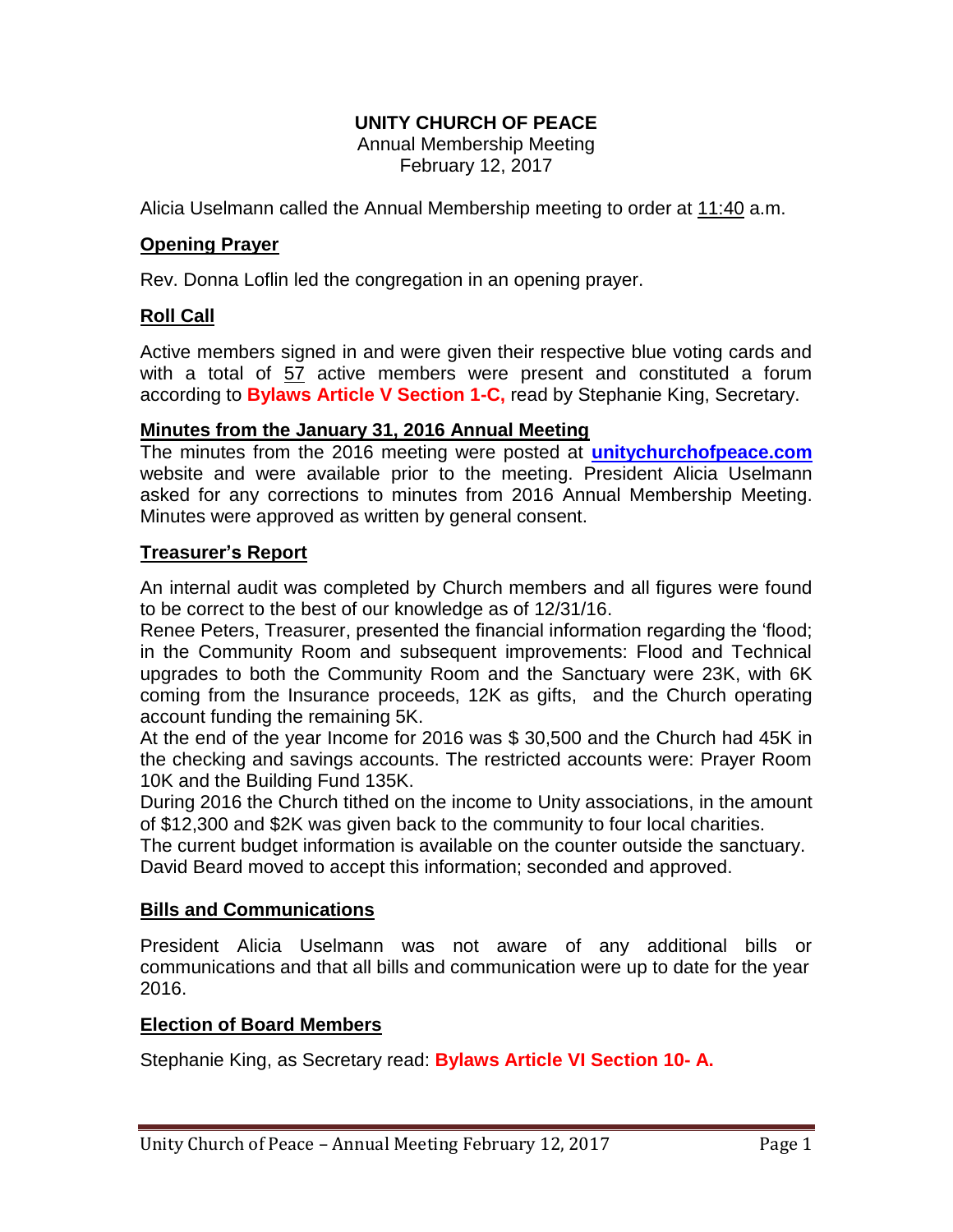# UNITY CHURCH OF PEACE

Annual Membership Meeting
February 12, 2017

Alicia Uselmann called the Annual Membership meeting to order at 11:40 a.m.

## Opening Prayer

Rev. Donna Loflin led the congregation in an opening prayer.

## Roll Call

Active members signed in and were given their respective blue voting cards and with a total of 57 active members were present and constituted a forum according to **Bylaws Article V Section 1-C,** read by Stephanie King, Secretary.

## Minutes from the January 31, 2016 Annual Meeting

The minutes from the 2016 meeting were posted at **unitychurchofpeace.com** website and were available prior to the meeting. President Alicia Uselmann asked for any corrections to minutes from 2016 Annual Membership Meeting. Minutes were approved as written by general consent.

## Treasurer's Report

An internal audit was completed by Church members and all figures were found to be correct to the best of our knowledge as of 12/31/16.

Renee Peters, Treasurer, presented the financial information regarding the 'flood; in the Community Room and subsequent improvements: Flood and Technical upgrades to both the Community Room and the Sanctuary were 23K, with 6K coming from the Insurance proceeds, 12K as gifts, and the Church operating account funding the remaining 5K.

At the end of the year Income for 2016 was $ 30,500 and the Church had 45K in the checking and savings accounts. The restricted accounts were: Prayer Room 10K and the Building Fund 135K.

During 2016 the Church tithed on the income to Unity associations, in the amount of $12,300 and $2K was given back to the community to four local charities.

The current budget information is available on the counter outside the sanctuary.

David Beard moved to accept this information; seconded and approved.

## Bills and Communications

President Alicia Uselmann was not aware of any additional bills or communications and that all bills and communication were up to date for the year 2016.

## Election of Board Members

Stephanie King, as Secretary read: **Bylaws Article VI Section 10- A.**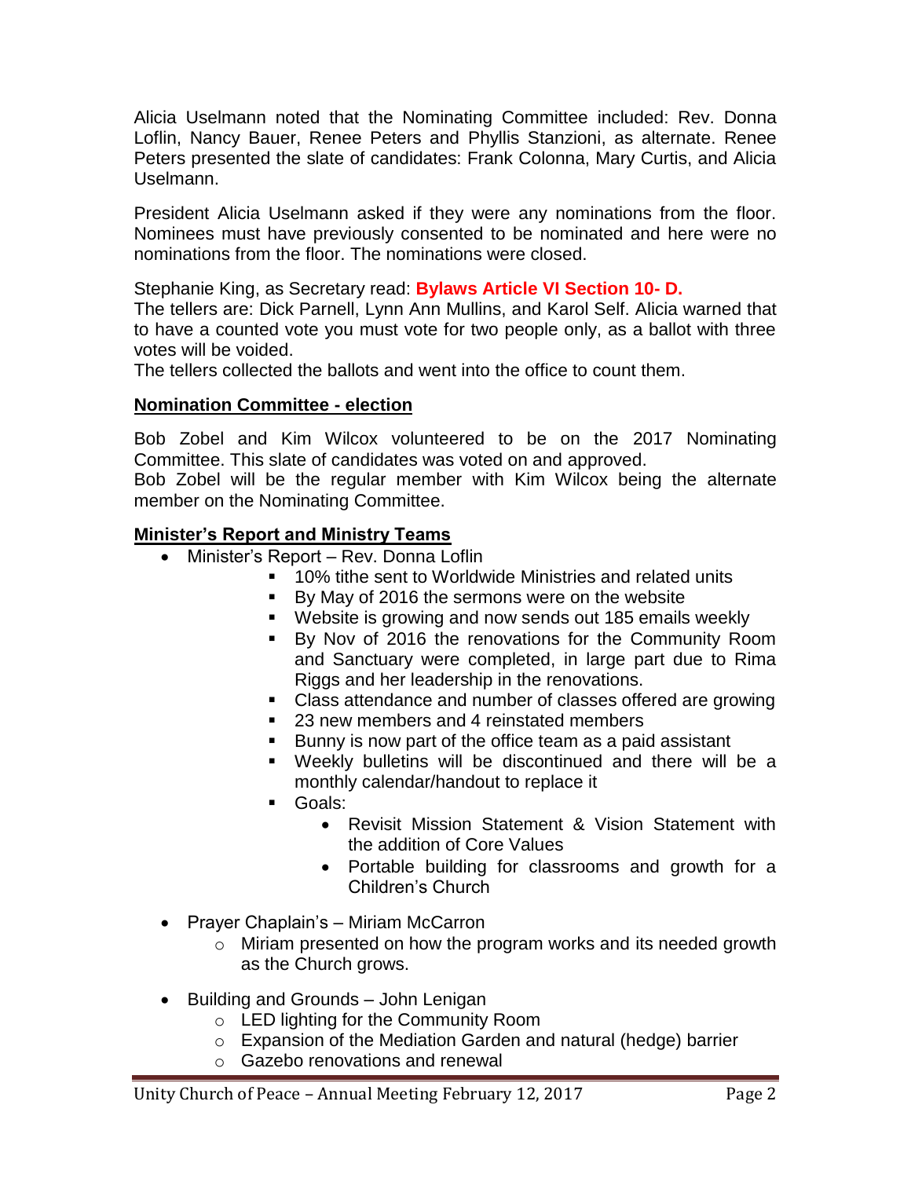Alicia Uselmann noted that the Nominating Committee included: Rev. Donna Loflin, Nancy Bauer, Renee Peters and Phyllis Stanzioni, as alternate. Renee Peters presented the slate of candidates: Frank Colonna, Mary Curtis, and Alicia Uselmann.

President Alicia Uselmann asked if they were any nominations from the floor. Nominees must have previously consented to be nominated and here were no nominations from the floor. The nominations were closed.

Stephanie King, as Secretary read: **Bylaws Article VI Section 10- D.**
The tellers are: Dick Parnell, Lynn Ann Mullins, and Karol Self. Alicia warned that to have a counted vote you must vote for two people only, as a ballot with three votes will be voided.
The tellers collected the ballots and went into the office to count them.

**Nomination Committee - election**

Bob Zobel and Kim Wilcox volunteered to be on the 2017 Nominating Committee. This slate of candidates was voted on and approved.
Bob Zobel will be the regular member with Kim Wilcox being the alternate member on the Nominating Committee.

**Minister's Report and Ministry Teams**

- Minister's Report – Rev. Donna Loflin
    - 10% tithe sent to Worldwide Ministries and related units
    - By May of 2016 the sermons were on the website
    - Website is growing and now sends out 185 emails weekly
    - By Nov of 2016 the renovations for the Community Room and Sanctuary were completed, in large part due to Rima Riggs and her leadership in the renovations.
    - Class attendance and number of classes offered are growing
    - 23 new members and 4 reinstated members
    - Bunny is now part of the office team as a paid assistant
    - Weekly bulletins will be discontinued and there will be a monthly calendar/handout to replace it
    - Goals:
        - Revisit Mission Statement & Vision Statement with the addition of Core Values
        - Portable building for classrooms and growth for a Children's Church

- Prayer Chaplain's – Miriam McCarron
    - Miriam presented on how the program works and its needed growth as the Church grows.

- Building and Grounds – John Lenigan
    - LED lighting for the Community Room
    - Expansion of the Mediation Garden and natural (hedge) barrier
    - Gazebo renovations and renewal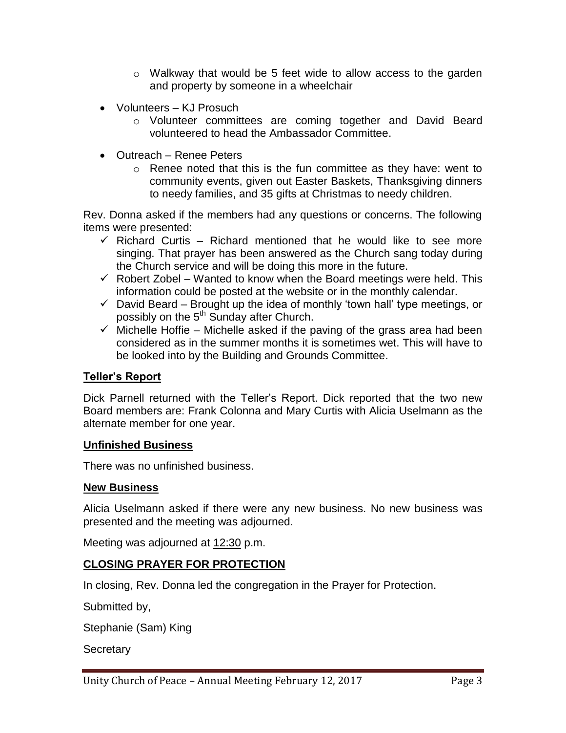- Walkway that would be 5 feet wide to allow access to the garden and property by someone in a wheelchair

- Volunteers – KJ Prosuch
  - Volunteer committees are coming together and David Beard volunteered to head the Ambassador Committee.

- Outreach – Renee Peters
  - Renee noted that this is the fun committee as they have: went to community events, given out Easter Baskets, Thanksgiving dinners to needy families, and 35 gifts at Christmas to needy children.

Rev. Donna asked if the members had any questions or concerns. The following items were presented:

- ✓ Richard Curtis – Richard mentioned that he would like to see more singing. That prayer has been answered as the Church sang today during the Church service and will be doing this more in the future.
- ✓ Robert Zobel – Wanted to know when the Board meetings were held. This information could be posted at the website or in the monthly calendar.
- ✓ David Beard – Brought up the idea of monthly 'town hall' type meetings, or possibly on the 5th Sunday after Church.
- ✓ Michelle Hoffie – Michelle asked if the paving of the grass area had been considered as in the summer months it is sometimes wet. This will have to be looked into by the Building and Grounds Committee.

## **Teller's Report**

Dick Parnell returned with the Teller's Report. Dick reported that the two new Board members are: Frank Colonna and Mary Curtis with Alicia Uselmann as the alternate member for one year.

## **Unfinished Business**

There was no unfinished business.

## **New Business**

Alicia Uselmann asked if there were any new business. No new business was presented and the meeting was adjourned.

Meeting was adjourned at 12:30 p.m.

## **CLOSING PRAYER FOR PROTECTION**

In closing, Rev. Donna led the congregation in the Prayer for Protection.

Submitted by,

Stephanie (Sam) King

Secretary